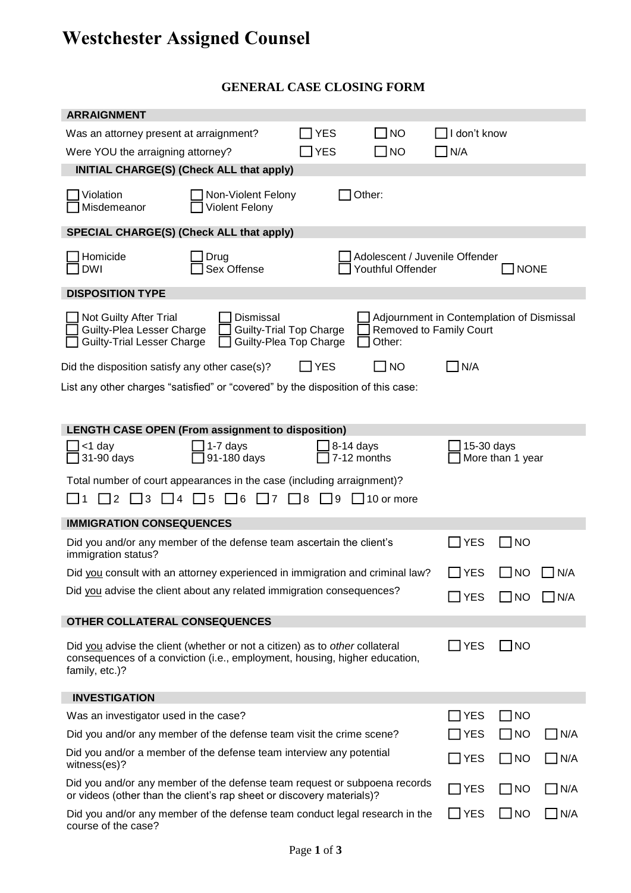# Westchester Assigned Counsel

## GENERAL CASE CLOSING FORM

### ARRAIGNMENT

Was an attorney present at arraignment? ☐ YES ☐ NO ☐ I don't know

Were YOU the arraigning attorney? ☐ YES ☐ NO ☐ N/A

### INITIAL CHARGE(S) (Check ALL that apply)

☐ Violation ☐ Non-Violent Felony ☐ Other:
☐ Misdemeanor ☐ Violent Felony

### SPECIAL CHARGE(S) (Check ALL that apply)

☐ Homicide ☐ Drug ☐ Adolescent / Juvenile Offender
☐ DWI ☐ Sex Offense ☐ Youthful Offender ☐ NONE

### DISPOSITION TYPE

☐ Not Guilty After Trial ☐ Dismissal ☐ Adjournment in Contemplation of Dismissal
☐ Guilty-Plea Lesser Charge ☐ Guilty-Trial Top Charge ☐ Removed to Family Court
☐ Guilty-Trial Lesser Charge ☐ Guilty-Plea Top Charge ☐ Other:

Did the disposition satisfy any other case(s)? ☐ YES ☐ NO ☐ N/A

List any other charges "satisfied" or "covered" by the disposition of this case:

### LENGTH CASE OPEN (From assignment to disposition)

☐ <1 day ☐ 1-7 days ☐ 8-14 days ☐ 15-30 days
☐ 31-90 days ☐ 91-180 days ☐ 7-12 months ☐ More than 1 year

Total number of court appearances in the case (including arraignment)?

☐ 1 ☐ 2 ☐ 3 ☐ 4 ☐ 5 ☐ 6 ☐ 7 ☐ 8 ☐ 9 ☐ 10 or more

### IMMIGRATION CONSEQUENCES

Did you and/or any member of the defense team ascertain the client's immigration status? ☐ YES ☐ NO

Did you consult with an attorney experienced in immigration and criminal law? ☐ YES ☐ NO ☐ N/A

Did you advise the client about any related immigration consequences? ☐ YES ☐ NO ☐ N/A

### OTHER COLLATERAL CONSEQUENCES

Did you advise the client (whether or not a citizen) as to *other* collateral consequences of a conviction (i.e., employment, housing, higher education, family, etc.)? ☐ YES ☐ NO

### INVESTIGATION

Was an investigator used in the case? ☐ YES ☐ NO

Did you and/or any member of the defense team visit the crime scene? ☐ YES ☐ NO ☐ N/A

Did you and/or a member of the defense team interview any potential witness(es)? ☐ YES ☐ NO ☐ N/A

Did you and/or any member of the defense team request or subpoena records or videos (other than the client's rap sheet or discovery materials)? ☐ YES ☐ NO ☐ N/A

Did you and/or any member of the defense team conduct legal research in the course of the case? ☐ YES ☐ NO ☐ N/A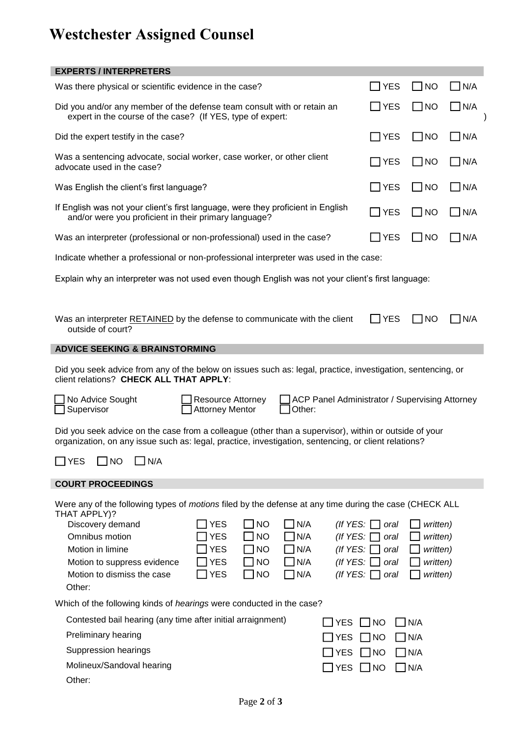# Westchester Assigned Counsel

## EXPERTS / INTERPRETERS

| Question | YES | NO | N/A |
|---|---|---|---|
| Was there physical or scientific evidence in the case? | ☐ YES | ☐ NO | ☐ N/A |
| Did you and/or any member of the defense team consult with or retain an expert in the course of the case? (If YES, type of expert: ) | ☐ YES | ☐ NO | ☐ N/A |
| Did the expert testify in the case? | ☐ YES | ☐ NO | ☐ N/A |
| Was a sentencing advocate, social worker, case worker, or other client advocate used in the case? | ☐ YES | ☐ NO | ☐ N/A |
| Was English the client's first language? | ☐ YES | ☐ NO | ☐ N/A |
| If English was not your client's first language, were they proficient in English and/or were you proficient in their primary language? | ☐ YES | ☐ NO | ☐ N/A |
| Was an interpreter (professional or non-professional) used in the case? | ☐ YES | ☐ NO | ☐ N/A |

Indicate whether a professional or non-professional interpreter was used in the case:

Explain why an interpreter was not used even though English was not your client's first language:

| Question | YES | NO | N/A |
|---|---|---|---|
| Was an interpreter <u>RETAINED</u> by the defense to communicate with the client outside of court? | ☐ YES | ☐ NO | ☐ N/A |

## ADVICE SEEKING & BRAINSTORMING

Did you seek advice from any of the below on issues such as: legal, practice, investigation, sentencing, or client relations? **CHECK ALL THAT APPLY**:

☐ No Advice Sought ☐ Resource Attorney ☐ ACP Panel Administrator / Supervising Attorney
☐ Supervisor ☐ Attorney Mentor ☐ Other:

Did you seek advice on the case from a colleague (other than a supervisor), within or outside of your organization, on any issue such as: legal, practice, investigation, sentencing, or client relations?

☐ YES ☐ NO ☐ N/A

## COURT PROCEEDINGS

Were any of the following types of *motions* filed by the defense at any time during the case (CHECK ALL THAT APPLY)?

| Motion | YES | NO | N/A | If YES |
|---|---|---|---|---|
| Discovery demand | ☐ YES | ☐ NO | ☐ N/A | *(If YES: ☐ oral ☐ written)* |
| Omnibus motion | ☐ YES | ☐ NO | ☐ N/A | *(If YES: ☐ oral ☐ written)* |
| Motion in limine | ☐ YES | ☐ NO | ☐ N/A | *(If YES: ☐ oral ☐ written)* |
| Motion to suppress evidence | ☐ YES | ☐ NO | ☐ N/A | *(If YES: ☐ oral ☐ written)* |
| Motion to dismiss the case | ☐ YES | ☐ NO | ☐ N/A | *(If YES: ☐ oral ☐ written)* |

Other:

Which of the following kinds of *hearings* were conducted in the case?

| Hearing | YES | NO | N/A |
|---|---|---|---|
| Contested bail hearing (any time after initial arraignment) | ☐ YES | ☐ NO | ☐ N/A |
| Preliminary hearing | ☐ YES | ☐ NO | ☐ N/A |
| Suppression hearings | ☐ YES | ☐ NO | ☐ N/A |
| Molineux/Sandoval hearing | ☐ YES | ☐ NO | ☐ N/A |

Other: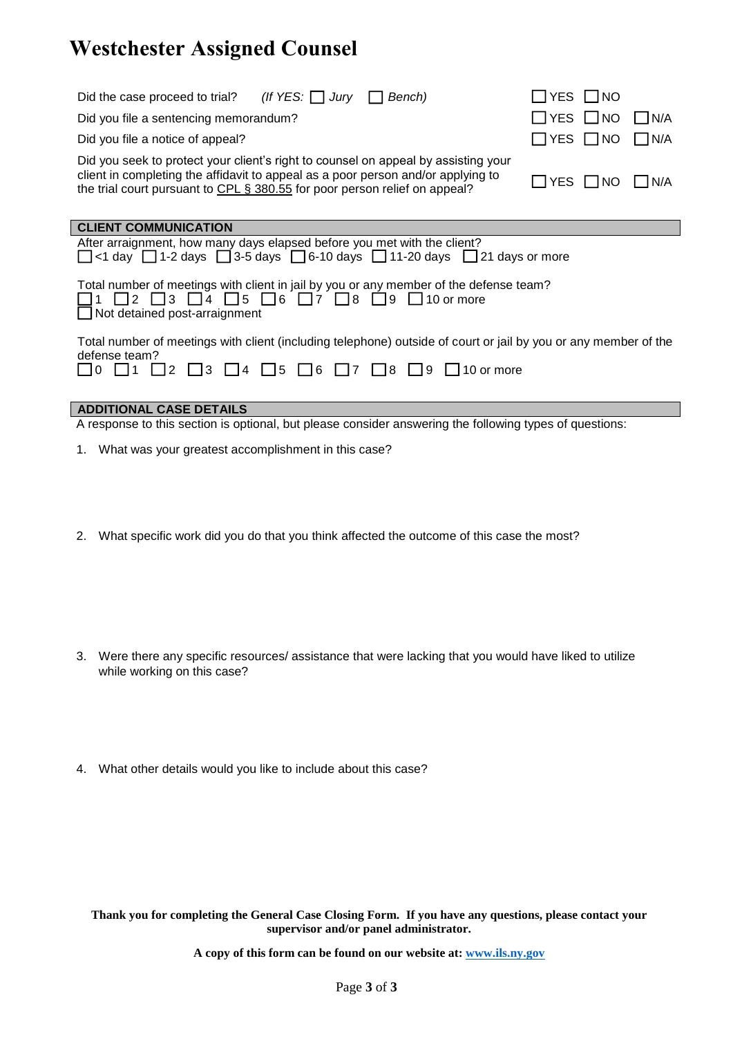# Westchester Assigned Counsel

| | |
|---|---|
| Did the case proceed to trial? *(If YES: ☐ Jury ☐ Bench)* | ☐ YES ☐ NO |
| Did you file a sentencing memorandum? | ☐ YES ☐ NO ☐ N/A |
| Did you file a notice of appeal? | ☐ YES ☐ NO ☐ N/A |
| Did you seek to protect your client's right to counsel on appeal by assisting your client in completing the affidavit to appeal as a poor person and/or applying to the trial court pursuant to CPL § 380.55 for poor person relief on appeal? | ☐ YES ☐ NO ☐ N/A |

## CLIENT COMMUNICATION

After arraignment, how many days elapsed before you met with the client?
☐ <1 day ☐ 1-2 days ☐ 3-5 days ☐ 6-10 days ☐ 11-20 days ☐ 21 days or more

Total number of meetings with client in jail by you or any member of the defense team?
☐ 1 ☐ 2 ☐ 3 ☐ 4 ☐ 5 ☐ 6 ☐ 7 ☐ 8 ☐ 9 ☐ 10 or more
☐ Not detained post-arraignment

Total number of meetings with client (including telephone) outside of court or jail by you or any member of the defense team?
☐ 0 ☐ 1 ☐ 2 ☐ 3 ☐ 4 ☐ 5 ☐ 6 ☐ 7 ☐ 8 ☐ 9 ☐ 10 or more

## ADDITIONAL CASE DETAILS

A response to this section is optional, but please consider answering the following types of questions:

1. What was your greatest accomplishment in this case?

2. What specific work did you do that you think affected the outcome of this case the most?

3. Were there any specific resources/ assistance that were lacking that you would have liked to utilize while working on this case?

4. What other details would you like to include about this case?

**Thank you for completing the General Case Closing Form. If you have any questions, please contact your supervisor and/or panel administrator.**

**A copy of this form can be found on our website at: www.ils.ny.gov**